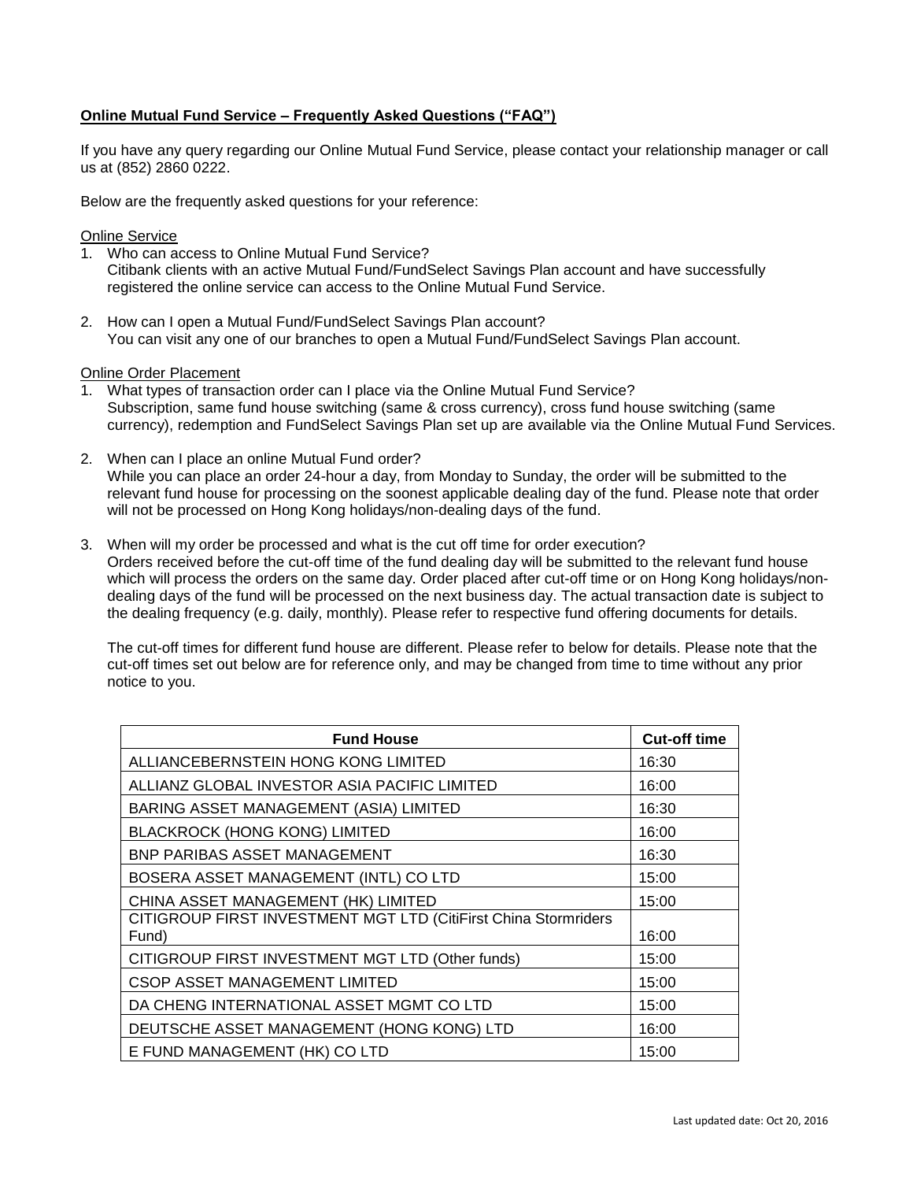**Online Mutual Fund Service – Frequently Asked Questions ("FAQ")**

If you have any query regarding our Online Mutual Fund Service, please contact your relationship manager or call us at (852) 2860 0222.

Below are the frequently asked questions for your reference:

Online Service

1. Who can access to Online Mutual Fund Service?
   Citibank clients with an active Mutual Fund/FundSelect Savings Plan account and have successfully registered the online service can access to the Online Mutual Fund Service.

2. How can I open a Mutual Fund/FundSelect Savings Plan account?
   You can visit any one of our branches to open a Mutual Fund/FundSelect Savings Plan account.

Online Order Placement

1. What types of transaction order can I place via the Online Mutual Fund Service?
   Subscription, same fund house switching (same & cross currency), cross fund house switching (same currency), redemption and FundSelect Savings Plan set up are available via the Online Mutual Fund Services.

2. When can I place an online Mutual Fund order?
   While you can place an order 24-hour a day, from Monday to Sunday, the order will be submitted to the relevant fund house for processing on the soonest applicable dealing day of the fund. Please note that order will not be processed on Hong Kong holidays/non-dealing days of the fund.

3. When will my order be processed and what is the cut off time for order execution?
   Orders received before the cut-off time of the fund dealing day will be submitted to the relevant fund house which will process the orders on the same day. Order placed after cut-off time or on Hong Kong holidays/non-dealing days of the fund will be processed on the next business day. The actual transaction date is subject to the dealing frequency (e.g. daily, monthly). Please refer to respective fund offering documents for details.

   The cut-off times for different fund house are different. Please refer to below for details. Please note that the cut-off times set out below are for reference only, and may be changed from time to time without any prior notice to you.

| Fund House | Cut-off time |
| --- | --- |
| ALLIANCEBERNSTEIN HONG KONG LIMITED | 16:30 |
| ALLIANZ GLOBAL INVESTOR ASIA PACIFIC LIMITED | 16:00 |
| BARING ASSET MANAGEMENT (ASIA) LIMITED | 16:30 |
| BLACKROCK (HONG KONG) LIMITED | 16:00 |
| BNP PARIBAS ASSET MANAGEMENT | 16:30 |
| BOSERA ASSET MANAGEMENT (INTL) CO LTD | 15:00 |
| CHINA ASSET MANAGEMENT (HK) LIMITED | 15:00 |
| CITIGROUP FIRST INVESTMENT MGT LTD (CitiFirst China Stormriders Fund) | 16:00 |
| CITIGROUP FIRST INVESTMENT MGT LTD (Other funds) | 15:00 |
| CSOP ASSET MANAGEMENT LIMITED | 15:00 |
| DA CHENG INTERNATIONAL ASSET MGMT CO LTD | 15:00 |
| DEUTSCHE ASSET MANAGEMENT (HONG KONG) LTD | 16:00 |
| E FUND MANAGEMENT (HK) CO LTD | 15:00 |

Last updated date: Oct 20, 2016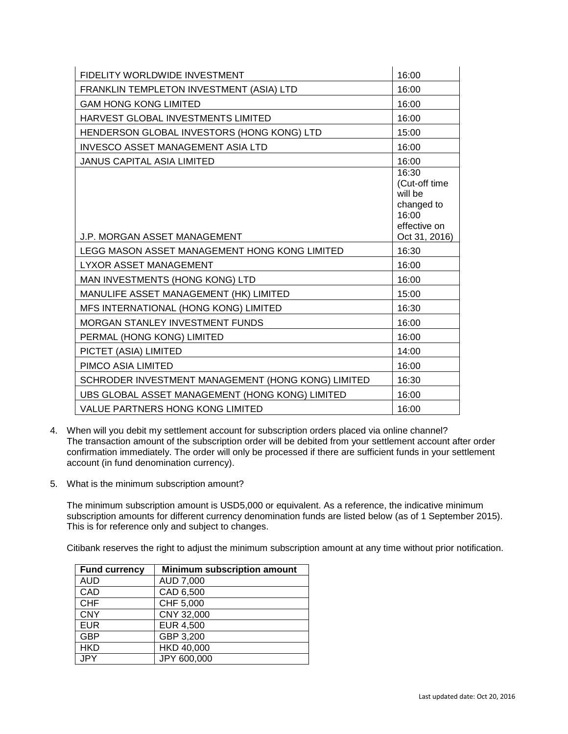| | |
|---|---|
| FIDELITY WORLDWIDE INVESTMENT | 16:00 |
| FRANKLIN TEMPLETON INVESTMENT (ASIA) LTD | 16:00 |
| GAM HONG KONG LIMITED | 16:00 |
| HARVEST GLOBAL INVESTMENTS LIMITED | 16:00 |
| HENDERSON GLOBAL INVESTORS (HONG KONG) LTD | 15:00 |
| INVESCO ASSET MANAGEMENT ASIA LTD | 16:00 |
| JANUS CAPITAL ASIA LIMITED | 16:00 |
| J.P. MORGAN ASSET MANAGEMENT | 16:30 (Cut-off time will be changed to 16:00 effective on Oct 31, 2016) |
| LEGG MASON ASSET MANAGEMENT HONG KONG LIMITED | 16:30 |
| LYXOR ASSET MANAGEMENT | 16:00 |
| MAN INVESTMENTS (HONG KONG) LTD | 16:00 |
| MANULIFE ASSET MANAGEMENT (HK) LIMITED | 15:00 |
| MFS INTERNATIONAL (HONG KONG) LIMITED | 16:30 |
| MORGAN STANLEY INVESTMENT FUNDS | 16:00 |
| PERMAL (HONG KONG) LIMITED | 16:00 |
| PICTET (ASIA) LIMITED | 14:00 |
| PIMCO ASIA LIMITED | 16:00 |
| SCHRODER INVESTMENT MANAGEMENT (HONG KONG) LIMITED | 16:30 |
| UBS GLOBAL ASSET MANAGEMENT (HONG KONG) LIMITED | 16:00 |
| VALUE PARTNERS HONG KONG LIMITED | 16:00 |

4. When will you debit my settlement account for subscription orders placed via online channel?
   The transaction amount of the subscription order will be debited from your settlement account after order confirmation immediately. The order will only be processed if there are sufficient funds in your settlement account (in fund denomination currency).

5. What is the minimum subscription amount?

   The minimum subscription amount is USD5,000 or equivalent. As a reference, the indicative minimum subscription amounts for different currency denomination funds are listed below (as of 1 September 2015). This is for reference only and subject to changes.

   Citibank reserves the right to adjust the minimum subscription amount at any time without prior notification.

| Fund currency | Minimum subscription amount |
|---|---|
| AUD | AUD 7,000 |
| CAD | CAD 6,500 |
| CHF | CHF 5,000 |
| CNY | CNY 32,000 |
| EUR | EUR 4,500 |
| GBP | GBP 3,200 |
| HKD | HKD 40,000 |
| JPY | JPY 600,000 |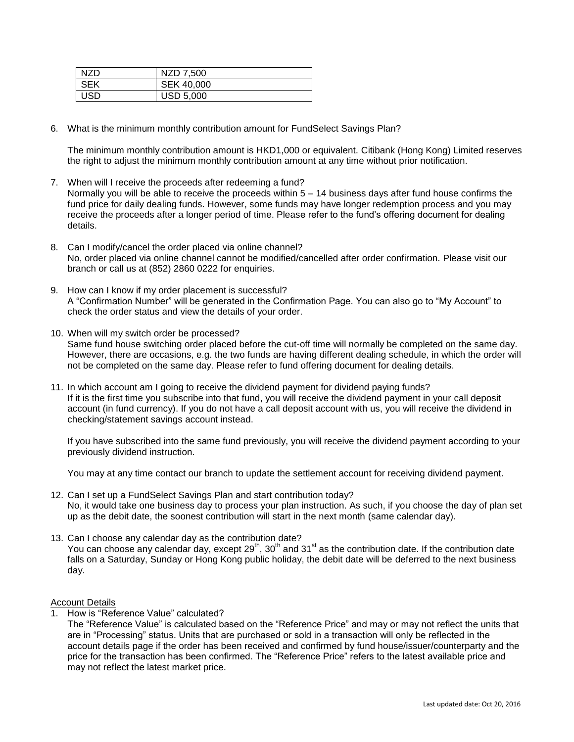| NZD | NZD 7,500 |
| --- | --- |
| SEK | SEK 40,000 |
| USD | USD 5,000 |

6. What is the minimum monthly contribution amount for FundSelect Savings Plan?

   The minimum monthly contribution amount is HKD1,000 or equivalent. Citibank (Hong Kong) Limited reserves the right to adjust the minimum monthly contribution amount at any time without prior notification.

7. When will I receive the proceeds after redeeming a fund?
   Normally you will be able to receive the proceeds within 5 – 14 business days after fund house confirms the fund price for daily dealing funds. However, some funds may have longer redemption process and you may receive the proceeds after a longer period of time. Please refer to the fund's offering document for dealing details.

8. Can I modify/cancel the order placed via online channel?
   No, order placed via online channel cannot be modified/cancelled after order confirmation. Please visit our branch or call us at (852) 2860 0222 for enquiries.

9. How can I know if my order placement is successful?
   A "Confirmation Number" will be generated in the Confirmation Page. You can also go to "My Account" to check the order status and view the details of your order.

10. When will my switch order be processed?
    Same fund house switching order placed before the cut-off time will normally be completed on the same day. However, there are occasions, e.g. the two funds are having different dealing schedule, in which the order will not be completed on the same day. Please refer to fund offering document for dealing details.

11. In which account am I going to receive the dividend payment for dividend paying funds?
    If it is the first time you subscribe into that fund, you will receive the dividend payment in your call deposit account (in fund currency). If you do not have a call deposit account with us, you will receive the dividend in checking/statement savings account instead.

    If you have subscribed into the same fund previously, you will receive the dividend payment according to your previously dividend instruction.

    You may at any time contact our branch to update the settlement account for receiving dividend payment.

12. Can I set up a FundSelect Savings Plan and start contribution today?
    No, it would take one business day to process your plan instruction. As such, if you choose the day of plan set up as the debit date, the soonest contribution will start in the next month (same calendar day).

13. Can I choose any calendar day as the contribution date?
    You can choose any calendar day, except 29th, 30th and 31st as the contribution date. If the contribution date falls on a Saturday, Sunday or Hong Kong public holiday, the debit date will be deferred to the next business day.

Account Details

1. How is "Reference Value" calculated?
   The "Reference Value" is calculated based on the "Reference Price" and may or may not reflect the units that are in "Processing" status. Units that are purchased or sold in a transaction will only be reflected in the account details page if the order has been received and confirmed by fund house/issuer/counterparty and the price for the transaction has been confirmed. The "Reference Price" refers to the latest available price and may not reflect the latest market price.

Last updated date: Oct 20, 2016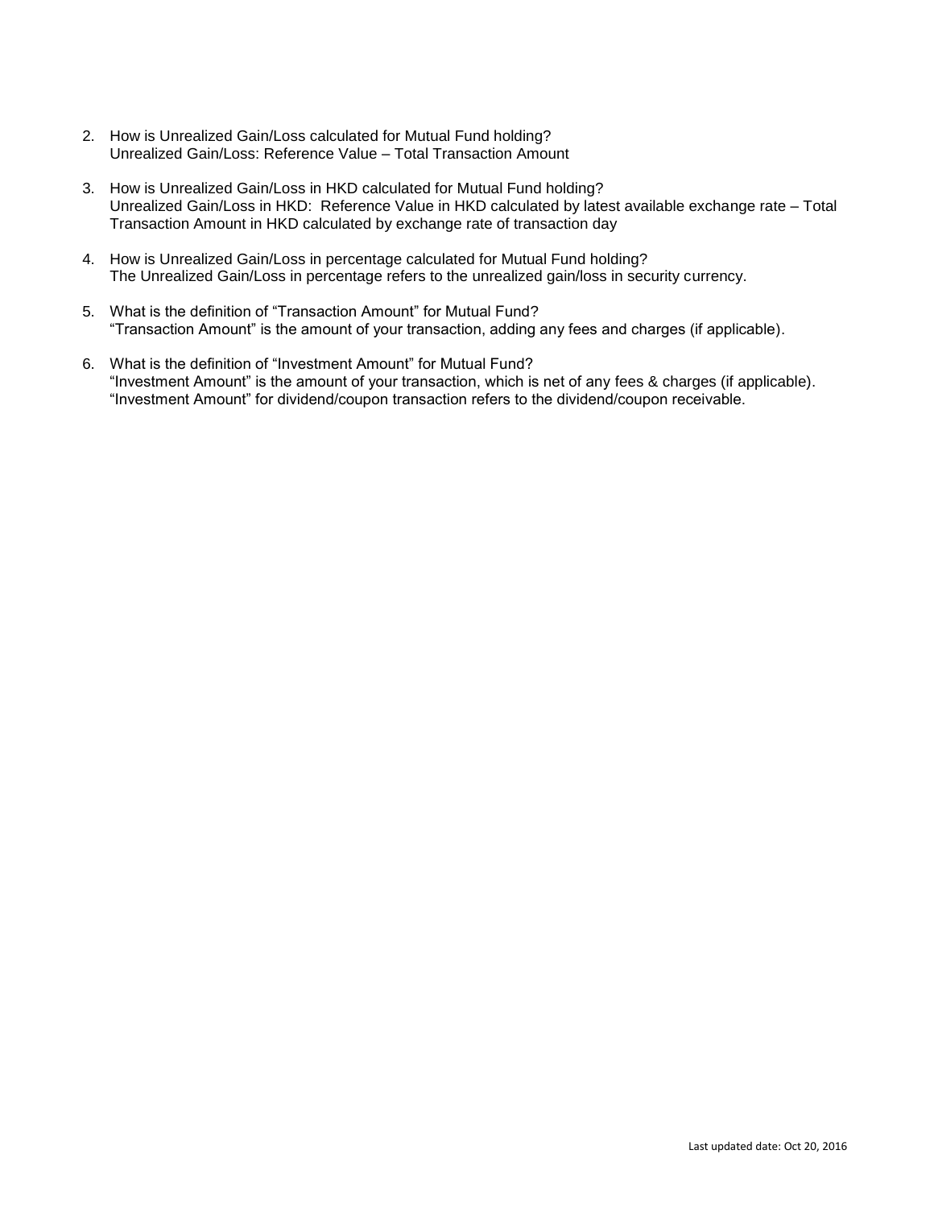2. How is Unrealized Gain/Loss calculated for Mutual Fund holding?
   Unrealized Gain/Loss: Reference Value – Total Transaction Amount

3. How is Unrealized Gain/Loss in HKD calculated for Mutual Fund holding?
   Unrealized Gain/Loss in HKD: Reference Value in HKD calculated by latest available exchange rate – Total Transaction Amount in HKD calculated by exchange rate of transaction day

4. How is Unrealized Gain/Loss in percentage calculated for Mutual Fund holding?
   The Unrealized Gain/Loss in percentage refers to the unrealized gain/loss in security currency.

5. What is the definition of "Transaction Amount" for Mutual Fund?
   "Transaction Amount" is the amount of your transaction, adding any fees and charges (if applicable).

6. What is the definition of "Investment Amount" for Mutual Fund?
   "Investment Amount" is the amount of your transaction, which is net of any fees & charges (if applicable).
   "Investment Amount" for dividend/coupon transaction refers to the dividend/coupon receivable.

Last updated date: Oct 20, 2016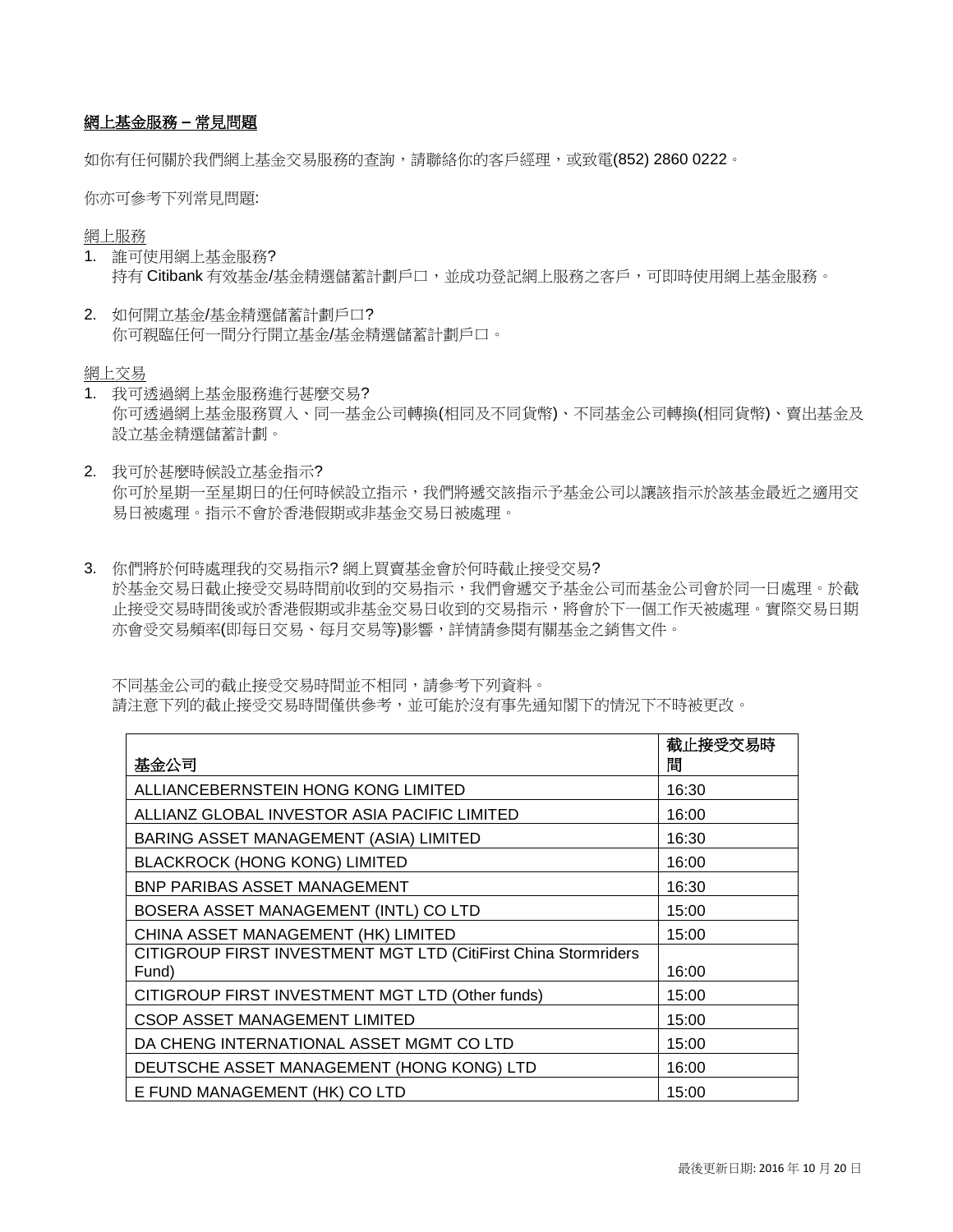# 網上基金服務 – 常見問題

如你有任何關於我們網上基金交易服務的查詢，請聯絡你的客戶經理，或致電(852) 2860 0222。

你亦可參考下列常見問題:

## 網上服務

1. 誰可使用網上基金服務?
   持有 Citibank 有效基金/基金精選儲蓄計劃戶口，並成功登記網上服務之客戶，可即時使用網上基金服務。

2. 如何開立基金/基金精選儲蓄計劃戶口?
   你可親臨任何一間分行開立基金/基金精選儲蓄計劃戶口。

## 網上交易

1. 我可透過網上基金服務進行甚麼交易?
   你可透過網上基金服務買入、同一基金公司轉換(相同及不同貨幣)、不同基金公司轉換(相同貨幣)、賣出基金及設立基金精選儲蓄計劃。

2. 我可於甚麼時候設立基金指示?
   你可於星期一至星期日的任何時候設立指示，我們將遞交該指示予基金公司以讓該指示於該基金最近之適用交易日被處理。指示不會於香港假期或非基金交易日被處理。

3. 你們將於何時處理我的交易指示? 網上買賣基金會於何時截止接受交易?
   於基金交易日截止接受交易時間前收到的交易指示，我們會遞交予基金公司而基金公司會於同一日處理。於截止接受交易時間後或於香港假期或非基金交易日收到的交易指示，將會於下一個工作天被處理。實際交易日期亦會受交易頻率(即每日交易、每月交易等)影響，詳情請參閱有關基金之銷售文件。

   不同基金公司的截止接受交易時間並不相同，請參考下列資料。
   請注意下列的截止接受交易時間僅供參考，並可能於沒有事先通知閣下的情況下不時被更改。

| 基金公司 | 截止接受交易時間 |
|---|---|
| ALLIANCEBERNSTEIN HONG KONG LIMITED | 16:30 |
| ALLIANZ GLOBAL INVESTOR ASIA PACIFIC LIMITED | 16:00 |
| BARING ASSET MANAGEMENT (ASIA) LIMITED | 16:30 |
| BLACKROCK (HONG KONG) LIMITED | 16:00 |
| BNP PARIBAS ASSET MANAGEMENT | 16:30 |
| BOSERA ASSET MANAGEMENT (INTL) CO LTD | 15:00 |
| CHINA ASSET MANAGEMENT (HK) LIMITED | 15:00 |
| CITIGROUP FIRST INVESTMENT MGT LTD (CitiFirst China Stormriders Fund) | 16:00 |
| CITIGROUP FIRST INVESTMENT MGT LTD (Other funds) | 15:00 |
| CSOP ASSET MANAGEMENT LIMITED | 15:00 |
| DA CHENG INTERNATIONAL ASSET MGMT CO LTD | 15:00 |
| DEUTSCHE ASSET MANAGEMENT (HONG KONG) LTD | 16:00 |
| E FUND MANAGEMENT (HK) CO LTD | 15:00 |

最後更新日期: 2016 年 10 月 20 日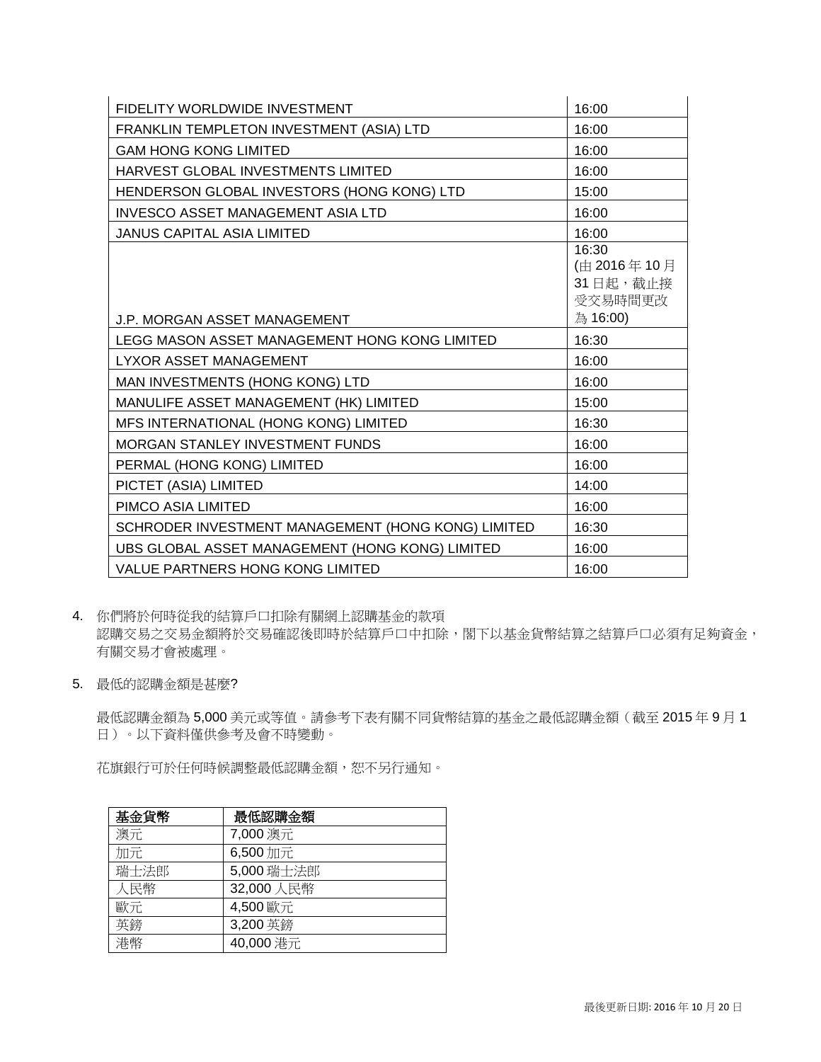| | |
|---|---|
| FIDELITY WORLDWIDE INVESTMENT | 16:00 |
| FRANKLIN TEMPLETON INVESTMENT (ASIA) LTD | 16:00 |
| GAM HONG KONG LIMITED | 16:00 |
| HARVEST GLOBAL INVESTMENTS LIMITED | 16:00 |
| HENDERSON GLOBAL INVESTORS (HONG KONG) LTD | 15:00 |
| INVESCO ASSET MANAGEMENT ASIA LTD | 16:00 |
| JANUS CAPITAL ASIA LIMITED | 16:00 |
| J.P. MORGAN ASSET MANAGEMENT | 16:30 (由 2016 年 10 月 31 日起，截止接受交易時間更改為 16:00) |
| LEGG MASON ASSET MANAGEMENT HONG KONG LIMITED | 16:30 |
| LYXOR ASSET MANAGEMENT | 16:00 |
| MAN INVESTMENTS (HONG KONG) LTD | 16:00 |
| MANULIFE ASSET MANAGEMENT (HK) LIMITED | 15:00 |
| MFS INTERNATIONAL (HONG KONG) LIMITED | 16:30 |
| MORGAN STANLEY INVESTMENT FUNDS | 16:00 |
| PERMAL (HONG KONG) LIMITED | 16:00 |
| PICTET (ASIA) LIMITED | 14:00 |
| PIMCO ASIA LIMITED | 16:00 |
| SCHRODER INVESTMENT MANAGEMENT (HONG KONG) LIMITED | 16:30 |
| UBS GLOBAL ASSET MANAGEMENT (HONG KONG) LIMITED | 16:00 |
| VALUE PARTNERS HONG KONG LIMITED | 16:00 |

4. 你們將於何時從我的結算戶口扣除有關網上認購基金的款項

   認購交易之交易金額將於交易確認後即時於結算戶口中扣除，閣下以基金貨幣結算之結算戶口必須有足夠資金，有關交易才會被處理。

5. 最低的認購金額是甚麼?

   最低認購金額為 5,000 美元或等值。請參考下表有關不同貨幣結算的基金之最低認購金額（截至 2015 年 9 月 1 日）。以下資料僅供參考及會不時變動。

   花旗銀行可於任何時候調整最低認購金額，恕不另行通知。

| 基金貨幣 | 最低認購金額 |
|---|---|
| 澳元 | 7,000 澳元 |
| 加元 | 6,500 加元 |
| 瑞士法郎 | 5,000 瑞士法郎 |
| 人民幣 | 32,000 人民幣 |
| 歐元 | 4,500 歐元 |
| 英鎊 | 3,200 英鎊 |
| 港幣 | 40,000 港元 |

最後更新日期: 2016 年 10 月 20 日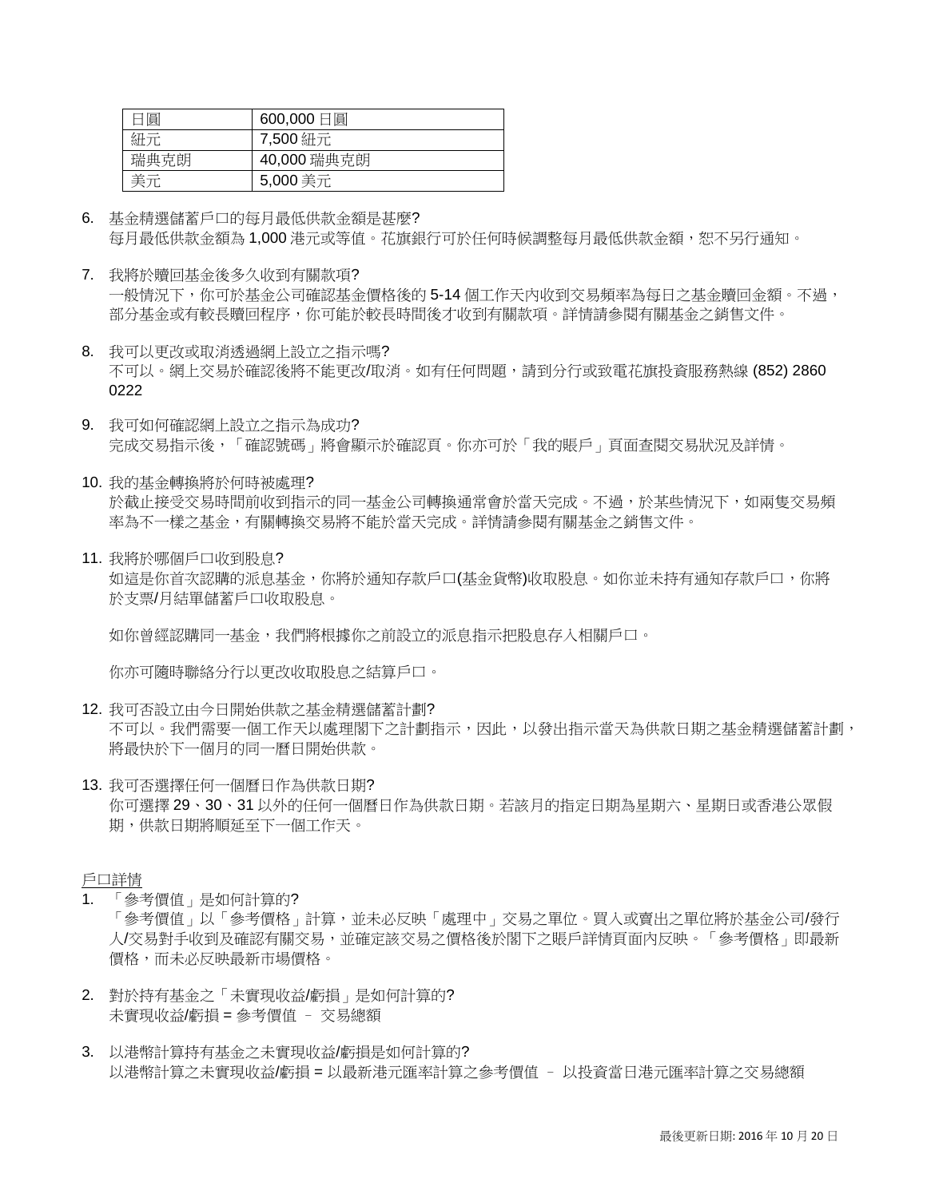| 日圓 | 600,000 日圓 |
| --- | --- |
| 紐元 | 7,500 紐元 |
| 瑞典克朗 | 40,000 瑞典克朗 |
| 美元 | 5,000 美元 |

6. 基金精選儲蓄戶口的每月最低供款金額是甚麼?
   每月最低供款金額為 1,000 港元或等值。花旗銀行可於任何時候調整每月最低供款金額，恕不另行通知。

7. 我將於贖回基金後多久收到有關款項?
   一般情況下，你可於基金公司確認基金價格後的 5-14 個工作天內收到交易頻率為每日之基金贖回金額。不過，部分基金或有較長贖回程序，你可能於較長時間後才收到有關款項。詳情請參閱有關基金之銷售文件。

8. 我可以更改或取消透過網上設立之指示嗎?
   不可以。網上交易於確認後將不能更改/取消。如有任何問題，請到分行或致電花旗投資服務熱線 (852) 2860 0222

9. 我可如何確認網上設立之指示為成功?
   完成交易指示後，「確認號碼」將會顯示於確認頁。你亦可於「我的賬戶」頁面查閱交易狀況及詳情。

10. 我的基金轉換將於何時被處理?
    於截止接受交易時間前收到指示的同一基金公司轉換通常會於當天完成。不過，於某些情況下，如兩隻交易頻率為不一樣之基金，有關轉換交易將不能於當天完成。詳情請參閱有關基金之銷售文件。

11. 我將於哪個戶口收到股息?
    如這是你首次認購的派息基金，你將於通知存款戶口(基金貨幣)收取股息。如你並未持有通知存款戶口，你將於支票/月結單儲蓄戶口收取股息。

    如你曾經認購同一基金，我們將根據你之前設立的派息指示把股息存入相關戶口。

    你亦可隨時聯絡分行以更改收取股息之結算戶口。

12. 我可否設立由今日開始供款之基金精選儲蓄計劃?
    不可以。我們需要一個工作天以處理閣下之計劃指示，因此，以發出指示當天為供款日期之基金精選儲蓄計劃，將最快於下一個月的同一曆日開始供款。

13. 我可否選擇任何一個曆日作為供款日期?
    你可選擇 29、30、31 以外的任何一個曆日作為供款日期。若該月的指定日期為星期六、星期日或香港公眾假期，供款日期將順延至下一個工作天。

<u>戶口詳情</u>

1. 「參考價值」是如何計算的?
   「參考價值」以「參考價格」計算，並未必反映「處理中」交易之單位。買入或賣出之單位將於基金公司/發行人/交易對手收到及確認有關交易，並確定該交易之價格後於閣下之賬戶詳情頁面內反映。「參考價格」即最新價格，而未必反映最新市場價格。

2. 對於持有基金之「未實現收益/虧損」是如何計算的?
   未實現收益/虧損 = 參考價值 – 交易總額

3. 以港幣計算持有基金之未實現收益/虧損是如何計算的?
   以港幣計算之未實現收益/虧損 = 以最新港元匯率計算之參考價值 – 以投資當日港元匯率計算之交易總額

最後更新日期: 2016 年 10 月 20 日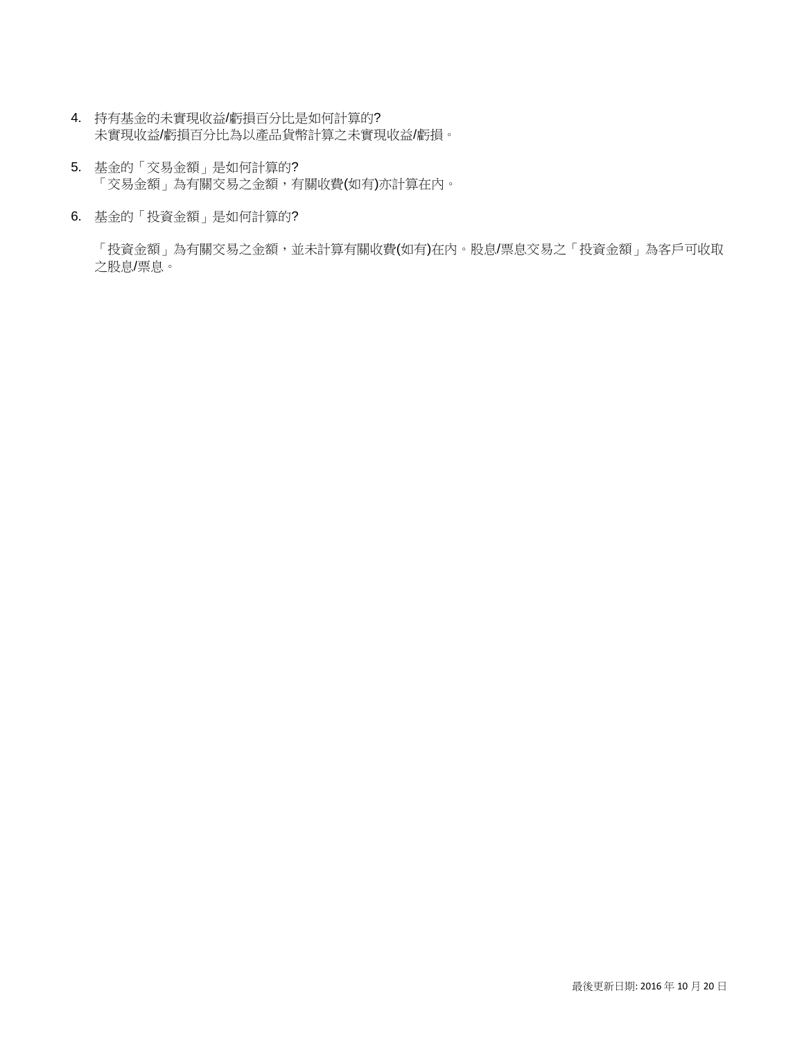4. 持有基金的未實現收益/虧損百分比是如何計算的?
   未實現收益/虧損百分比為以產品貨幣計算之未實現收益/虧損。

5. 基金的「交易金額」是如何計算的?
   「交易金額」為有關交易之金額，有關收費(如有)亦計算在內。

6. 基金的「投資金額」是如何計算的?

   「投資金額」為有關交易之金額，並未計算有關收費(如有)在內。股息/票息交易之「投資金額」為客戶可收取之股息/票息。

最後更新日期: 2016 年 10 月 20 日